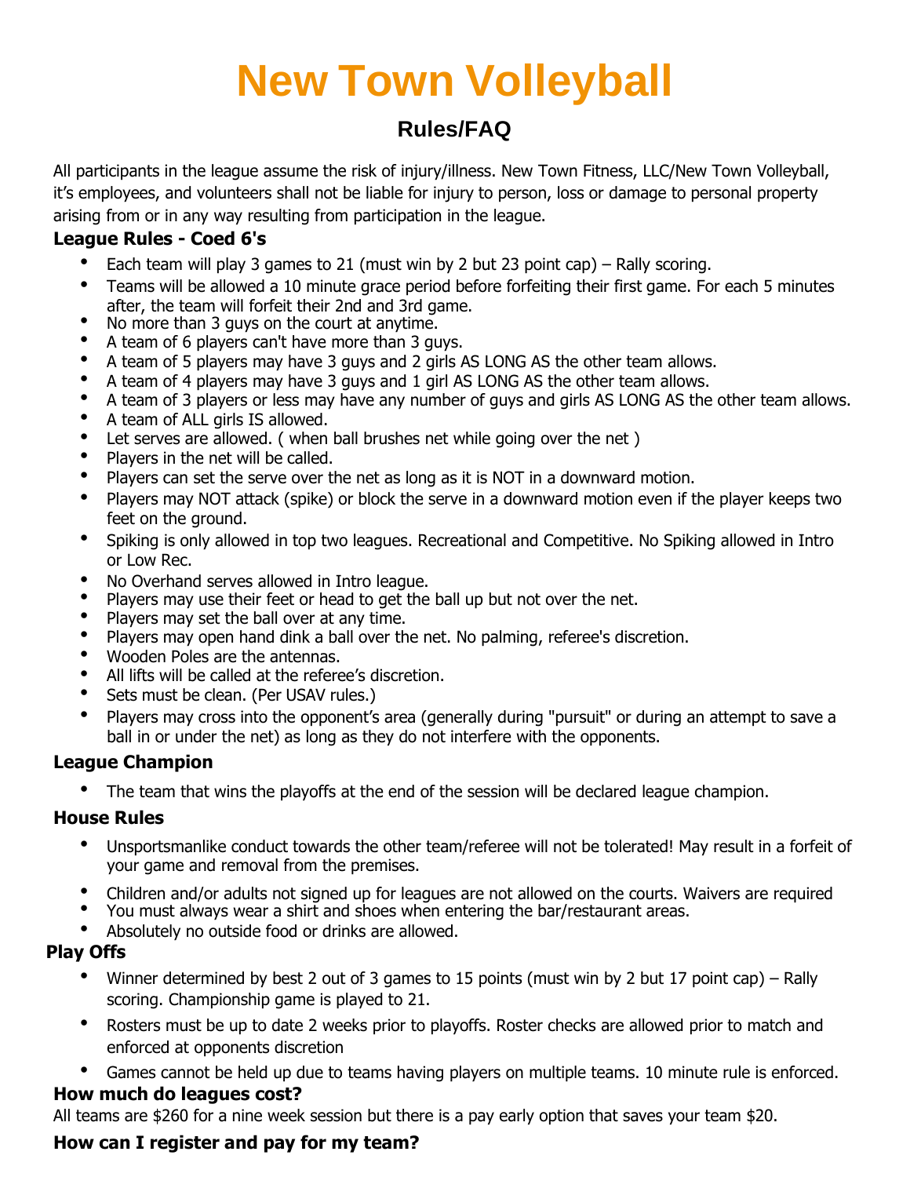# New Town Volleyball

## Rules/FAQ

All participants in the league assume the risk of injury/illness. New Town Fitness, LLC/New Town Volleyball, it's employees, and volunteers shall not be liable for injury to person, loss or damage to personal property arising from or in any way resulting from participation in the league.

### League Rules - Coed 6's

- Each team will play 3 games to 21 (must win by 2 but 23 point cap) – Rally scoring.
- Teams will be allowed a 10 minute grace period before forfeiting their first game. For each 5 minutes after, the team will forfeit their 2nd and 3rd game.
- No more than 3 guys on the court at anytime.
- A team of 6 players can't have more than 3 guys.
- A team of 5 players may have 3 guys and 2 girls AS LONG AS the other team allows.
- A team of 4 players may have 3 guys and 1 girl AS LONG AS the other team allows.
- A team of 3 players or less may have any number of guys and girls AS LONG AS the other team allows.
- A team of ALL girls IS allowed.
- Let serves are allowed. ( when ball brushes net while going over the net )
- Players in the net will be called.
- Players can set the serve over the net as long as it is NOT in a downward motion.
- Players may NOT attack (spike) or block the serve in a downward motion even if the player keeps two feet on the ground.
- Spiking is only allowed in top two leagues. Recreational and Competitive. No Spiking allowed in Intro or Low Rec.
- No Overhand serves allowed in Intro league.
- Players may use their feet or head to get the ball up but not over the net.
- Players may set the ball over at any time.
- Players may open hand dink a ball over the net. No palming, referee's discretion.
- Wooden Poles are the antennas.
- All lifts will be called at the referee's discretion.
- Sets must be clean. (Per USAV rules.)
- Players may cross into the opponent's area (generally during "pursuit" or during an attempt to save a ball in or under the net) as long as they do not interfere with the opponents.

### League Champion

- The team that wins the playoffs at the end of the session will be declared league champion.

### House Rules

- Unsportsmanlike conduct towards the other team/referee will not be tolerated! May result in a forfeit of your game and removal from the premises.
- Children and/or adults not signed up for leagues are not allowed on the courts. Waivers are required
- You must always wear a shirt and shoes when entering the bar/restaurant areas.
- Absolutely no outside food or drinks are allowed.

### Play Offs

- Winner determined by best 2 out of 3 games to 15 points (must win by 2 but 17 point cap) – Rally scoring. Championship game is played to 21.
- Rosters must be up to date 2 weeks prior to playoffs. Roster checks are allowed prior to match and enforced at opponents discretion
- Games cannot be held up due to teams having players on multiple teams. 10 minute rule is enforced.

### How much do leagues cost?

All teams are $260 for a nine week session but there is a pay early option that saves your team $20.

### How can I register and pay for my team?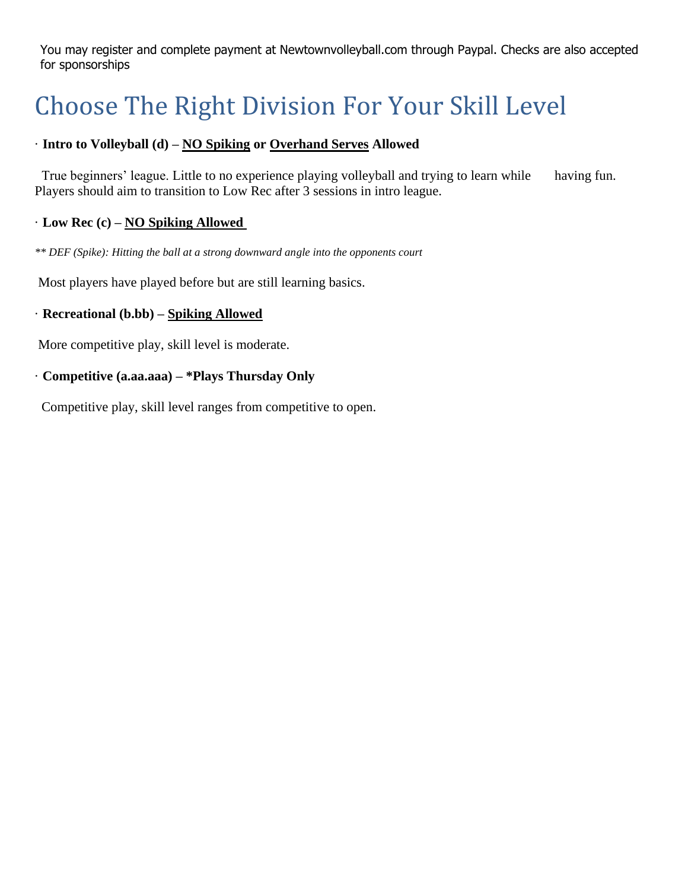You may register and complete payment at Newtownvolleyball.com through Paypal. Checks are also accepted for sponsorships

# Choose The Right Division For Your Skill Level

· **Intro to Volleyball (d) – <u>NO Spiking</u> or <u>Overhand Serves</u> Allowed**

True beginners' league. Little to no experience playing volleyball and trying to learn while having fun. Players should aim to transition to Low Rec after 3 sessions in intro league.

· **Low Rec (c) – <u>NO Spiking Allowed</u>**

*** DEF (Spike): Hitting the ball at a strong downward angle into the opponents court*

Most players have played before but are still learning basics.

· **Recreational (b.bb) – <u>Spiking Allowed</u>**

More competitive play, skill level is moderate.

· **Competitive (a.aa.aaa) – *Plays Thursday Only**

Competitive play, skill level ranges from competitive to open.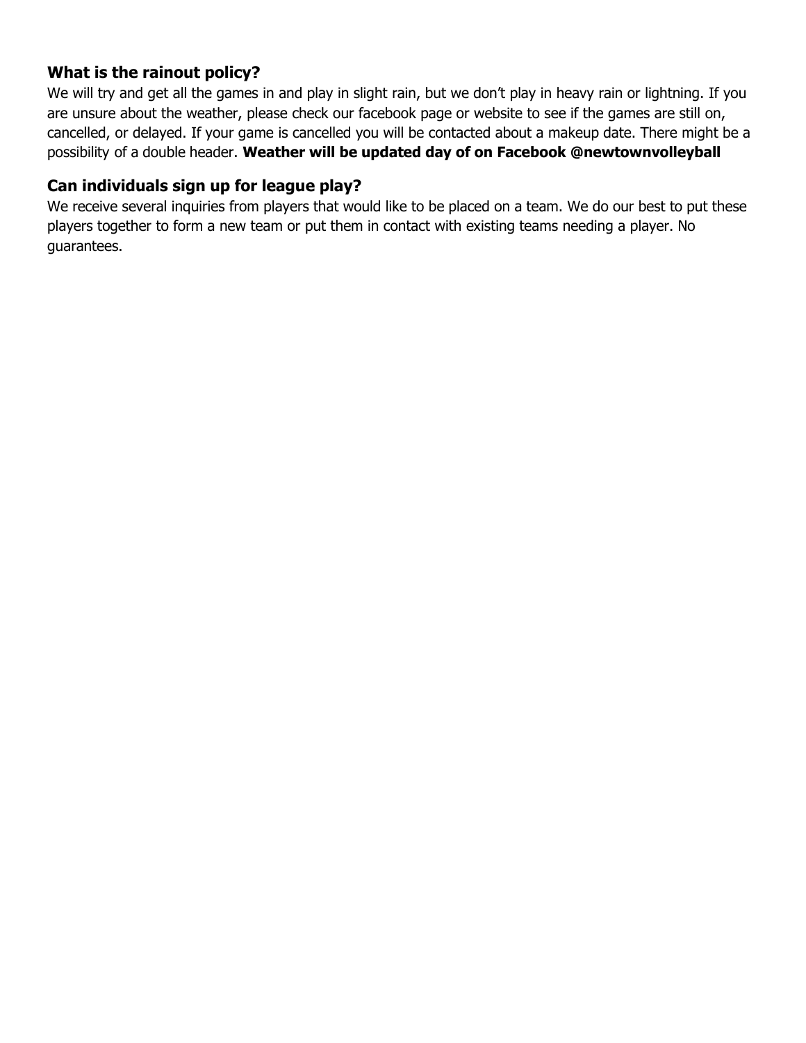### What is the rainout policy?

We will try and get all the games in and play in slight rain, but we don't play in heavy rain or lightning. If you are unsure about the weather, please check our facebook page or website to see if the games are still on, cancelled, or delayed. If your game is cancelled you will be contacted about a makeup date. There might be a possibility of a double header. **Weather will be updated day of on Facebook @newtownvolleyball**

### Can individuals sign up for league play?

We receive several inquiries from players that would like to be placed on a team. We do our best to put these players together to form a new team or put them in contact with existing teams needing a player. No guarantees.